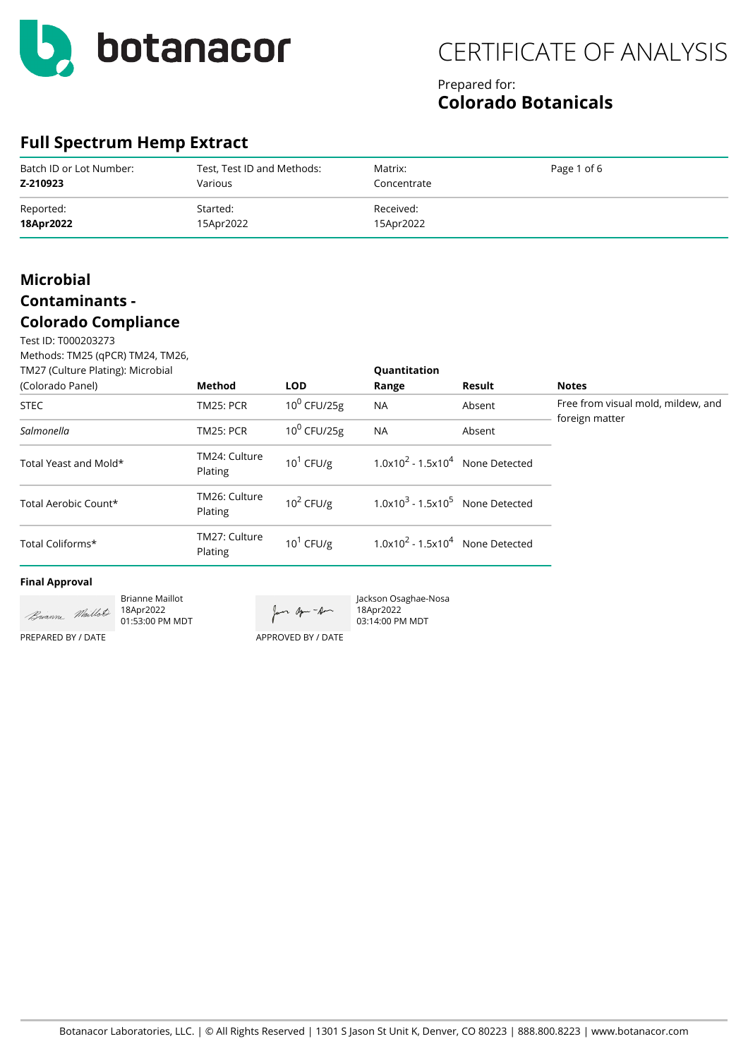botanacor

# CERTIFICATE OF ANALYSIS

Prepared for:
**Colorado Botanicals**

## Full Spectrum Hemp Extract

| Batch ID or Lot Number: | Test, Test ID and Methods: | Matrix: | Page 1 of 6 |
|---|---|---|---|
| **Z-210923** | Various | Concentrate | |
| Reported: | Started: | Received: | |
| **18Apr2022** | 15Apr2022 | 15Apr2022 | |

## Microbial Contaminants - Colorado Compliance

Test ID: T000203273
Methods: TM25 (qPCR) TM24, TM26, TM27 (Culture Plating): Microbial (Colorado Panel)

| | Method | LOD | Quantitation Range | Result | Notes |
|---|---|---|---|---|---|
| STEC | TM25: PCR | $10^0$ CFU/25g | NA | Absent | Free from visual mold, mildew, and foreign matter |
| *Salmonella* | TM25: PCR | $10^0$ CFU/25g | NA | Absent | |
| Total Yeast and Mold* | TM24: Culture Plating | $10^1$ CFU/g | $1.0x10^2$ - $1.5x10^4$ | None Detected | |
| Total Aerobic Count* | TM26: Culture Plating | $10^2$ CFU/g | $1.0x10^3$ - $1.5x10^5$ | None Detected | |
| Total Coliforms* | TM27: Culture Plating | $10^1$ CFU/g | $1.0x10^2$ - $1.5x10^4$ | None Detected | |

**Final Approval**

Brianne Maillot
18Apr2022
01:53:00 PM MDT
PREPARED BY / DATE

Jackson Osaghae-Nosa
18Apr2022
03:14:00 PM MDT
APPROVED BY / DATE

Botanacor Laboratories, LLC. | © All Rights Reserved | 1301 S Jason St Unit K, Denver, CO 80223 | 888.800.8223 | www.botanacor.com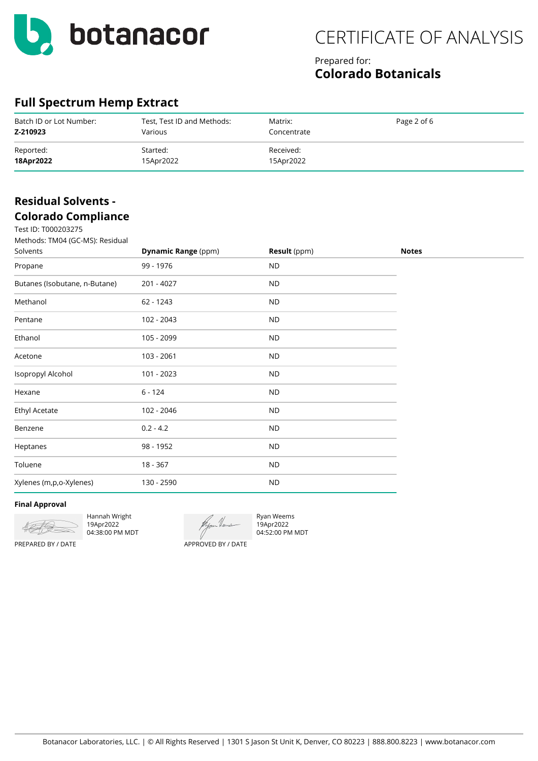botanacor

# CERTIFICATE OF ANALYSIS

Prepared for:
**Colorado Botanicals**

## Full Spectrum Hemp Extract

| Batch ID or Lot Number: | Test, Test ID and Methods: | Matrix: | Page 2 of 6 |
|---|---|---|---|
| **Z-210923** | Various | Concentrate | |
| Reported: | Started: | Received: | |
| **18Apr2022** | 15Apr2022 | 15Apr2022 | |

## Residual Solvents - Colorado Compliance

Test ID: T000203275

| Methods: TM04 (GC-MS): Residual Solvents | **Dynamic Range** (ppm) | **Result** (ppm) | **Notes** |
|---|---|---|---|
| Propane | 99 - 1976 | ND | |
| Butanes (Isobutane, n-Butane) | 201 - 4027 | ND | |
| Methanol | 62 - 1243 | ND | |
| Pentane | 102 - 2043 | ND | |
| Ethanol | 105 - 2099 | ND | |
| Acetone | 103 - 2061 | ND | |
| Isopropyl Alcohol | 101 - 2023 | ND | |
| Hexane | 6 - 124 | ND | |
| Ethyl Acetate | 102 - 2046 | ND | |
| Benzene | 0.2 - 4.2 | ND | |
| Heptanes | 98 - 1952 | ND | |
| Toluene | 18 - 367 | ND | |
| Xylenes (m,p,o-Xylenes) | 130 - 2590 | ND | |

**Final Approval**

Hannah Wright
19Apr2022
04:38:00 PM MDT

PREPARED BY / DATE

Ryan Weems
19Apr2022
04:52:00 PM MDT

APPROVED BY / DATE

Botanacor Laboratories, LLC. | © All Rights Reserved | 1301 S Jason St Unit K, Denver, CO 80223 | 888.800.8223 | www.botanacor.com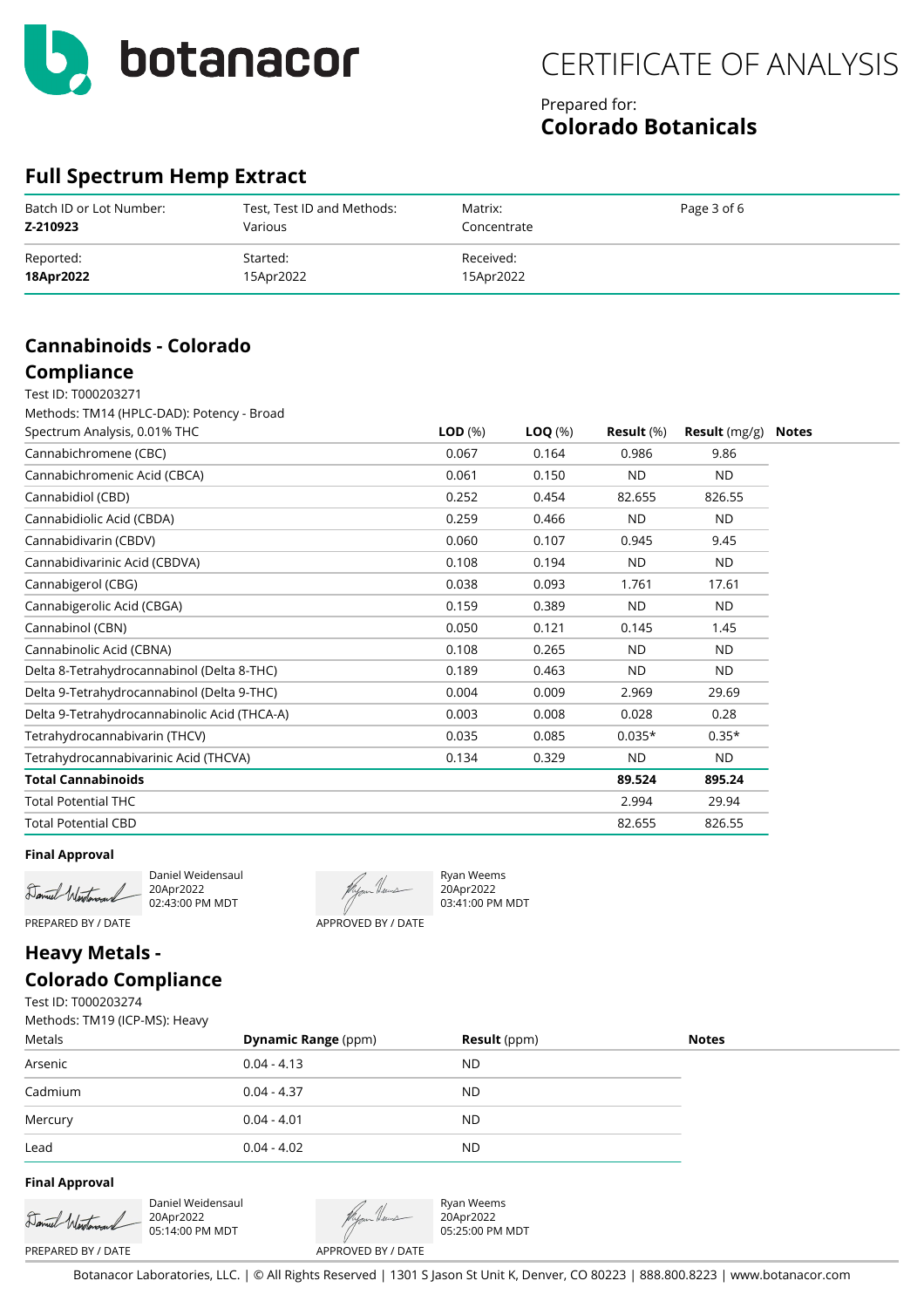botanacor

# CERTIFICATE OF ANALYSIS

Prepared for:
**Colorado Botanicals**

## Full Spectrum Hemp Extract

| Batch ID or Lot Number: | Test, Test ID and Methods: | Matrix: | Page 3 of 6 |
|---|---|---|---|
| **Z-210923** | Various | Concentrate | |
| Reported: | Started: | Received: | |
| **18Apr2022** | 15Apr2022 | 15Apr2022 | |

## Cannabinoids - Colorado Compliance

Test ID: T000203271

Methods: TM14 (HPLC-DAD): Potency - Broad Spectrum Analysis, 0.01% THC

| | **LOD** (%) | **LOQ** (%) | **Result** (%) | **Result** (mg/g) | **Notes** |
|---|---|---|---|---|---|
| Cannabichromene (CBC) | 0.067 | 0.164 | 0.986 | 9.86 | |
| Cannabichromenic Acid (CBCA) | 0.061 | 0.150 | ND | ND | |
| Cannabidiol (CBD) | 0.252 | 0.454 | 82.655 | 826.55 | |
| Cannabidiolic Acid (CBDA) | 0.259 | 0.466 | ND | ND | |
| Cannabidivarin (CBDV) | 0.060 | 0.107 | 0.945 | 9.45 | |
| Cannabidivarinic Acid (CBDVA) | 0.108 | 0.194 | ND | ND | |
| Cannabigerol (CBG) | 0.038 | 0.093 | 1.761 | 17.61 | |
| Cannabigerolic Acid (CBGA) | 0.159 | 0.389 | ND | ND | |
| Cannabinol (CBN) | 0.050 | 0.121 | 0.145 | 1.45 | |
| Cannabinolic Acid (CBNA) | 0.108 | 0.265 | ND | ND | |
| Delta 8-Tetrahydrocannabinol (Delta 8-THC) | 0.189 | 0.463 | ND | ND | |
| Delta 9-Tetrahydrocannabinol (Delta 9-THC) | 0.004 | 0.009 | 2.969 | 29.69 | |
| Delta 9-Tetrahydrocannabinolic Acid (THCA-A) | 0.003 | 0.008 | 0.028 | 0.28 | |
| Tetrahydrocannabivarin (THCV) | 0.035 | 0.085 | 0.035* | 0.35* | |
| Tetrahydrocannabivarinic Acid (THCVA) | 0.134 | 0.329 | ND | ND | |
| **Total Cannabinoids** | | | **89.524** | **895.24** | |
| Total Potential THC | | | 2.994 | 29.94 | |
| Total Potential CBD | | | 82.655 | 826.55 | |

**Final Approval**

Daniel Weidensaul
20Apr2022
02:43:00 PM MDT
PREPARED BY / DATE

Ryan Weems
20Apr2022
03:41:00 PM MDT
APPROVED BY / DATE

## Heavy Metals - Colorado Compliance

Test ID: T000203274

Methods: TM19 (ICP-MS): Heavy Metals

| | **Dynamic Range** (ppm) | **Result** (ppm) | **Notes** |
|---|---|---|---|
| Arsenic | 0.04 - 4.13 | ND | |
| Cadmium | 0.04 - 4.37 | ND | |
| Mercury | 0.04 - 4.01 | ND | |
| Lead | 0.04 - 4.02 | ND | |

**Final Approval**

Daniel Weidensaul
20Apr2022
05:14:00 PM MDT
PREPARED BY / DATE

Ryan Weems
20Apr2022
05:25:00 PM MDT
APPROVED BY / DATE

Botanacor Laboratories, LLC. | © All Rights Reserved | 1301 S Jason St Unit K, Denver, CO 80223 | 888.800.8223 | www.botanacor.com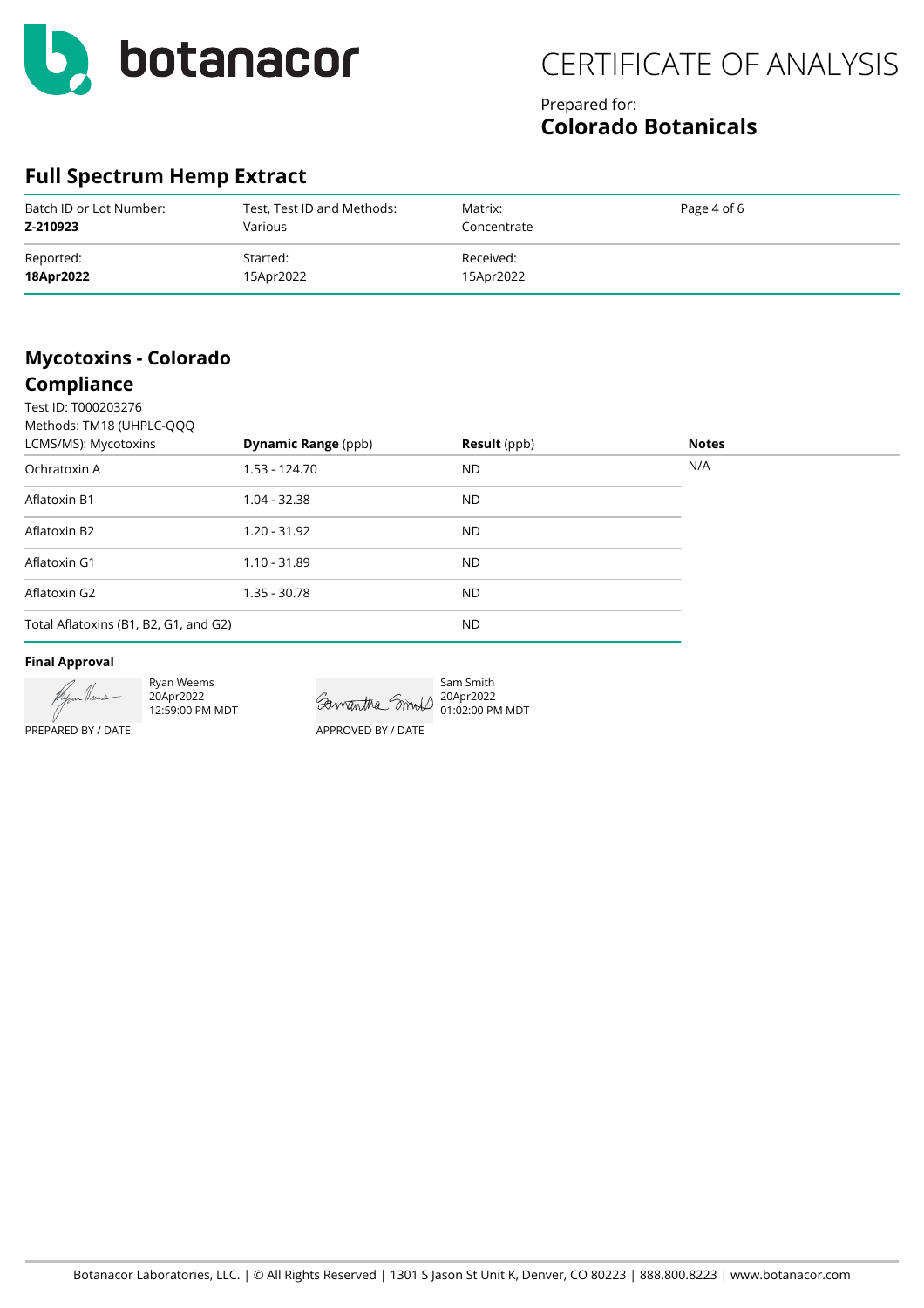botanacor

# CERTIFICATE OF ANALYSIS

Prepared for:
**Colorado Botanicals**

## Full Spectrum Hemp Extract

| Batch ID or Lot Number: | Test, Test ID and Methods: | Matrix: | Page 4 of 6 |
|---|---|---|---|
| **Z-210923** | Various | Concentrate | |
| Reported: | Started: | Received: | |
| **18Apr2022** | 15Apr2022 | 15Apr2022 | |

## Mycotoxins - Colorado Compliance

Test ID: T000203276
Methods: TM18 (UHPLC-QQQ LCMS/MS): Mycotoxins

| | **Dynamic Range** (ppb) | **Result** (ppb) | **Notes** |
|---|---|---|---|
| Ochratoxin A | 1.53 - 124.70 | ND | N/A |
| Aflatoxin B1 | 1.04 - 32.38 | ND | |
| Aflatoxin B2 | 1.20 - 31.92 | ND | |
| Aflatoxin G1 | 1.10 - 31.89 | ND | |
| Aflatoxin G2 | 1.35 - 30.78 | ND | |
| Total Aflatoxins (B1, B2, G1, and G2) | | ND | |

**Final Approval**

Ryan Weems
20Apr2022
12:59:00 PM MDT
PREPARED BY / DATE

Sam Smith
20Apr2022
01:02:00 PM MDT
APPROVED BY / DATE

Botanacor Laboratories, LLC. | © All Rights Reserved | 1301 S Jason St Unit K, Denver, CO 80223 | 888.800.8223 | www.botanacor.com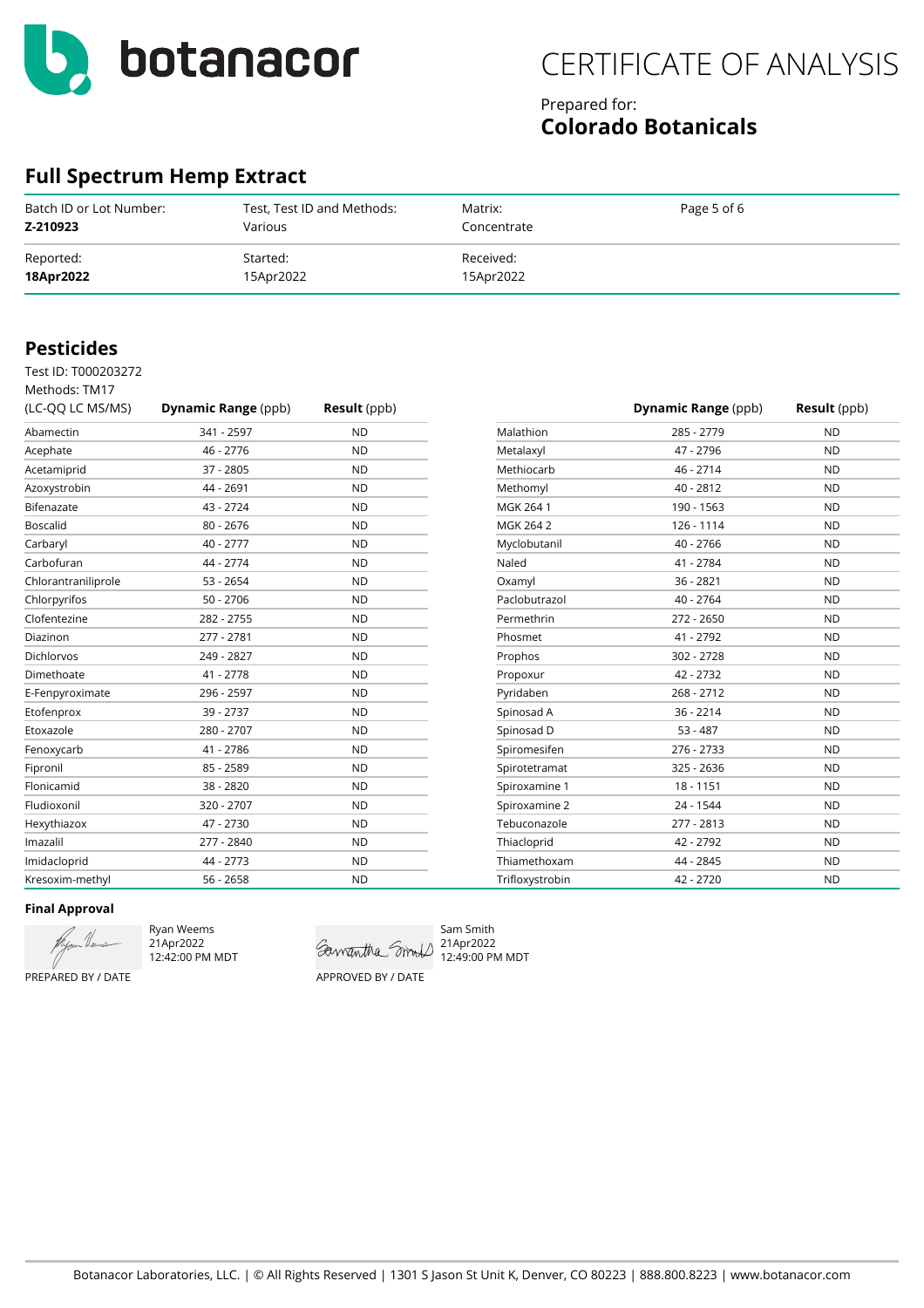# CERTIFICATE OF ANALYSIS

Prepared for:
**Colorado Botanicals**

## Full Spectrum Hemp Extract

| Batch ID or Lot Number: | Test, Test ID and Methods: | Matrix: | Page 5 of 6 |
|---|---|---|---|
| **Z-210923** | Various | Concentrate | |
| Reported: | Started: | Received: | |
| **18Apr2022** | 15Apr2022 | 15Apr2022 | |

## Pesticides

Test ID: T000203272
Methods: TM17

| (LC-QQ LC MS/MS) | **Dynamic Range** (ppb) | **Result** (ppb) | | **Dynamic Range** (ppb) | **Result** (ppb) |
|---|---|---|---|---|---|
| Abamectin | 341 - 2597 | ND | Malathion | 285 - 2779 | ND |
| Acephate | 46 - 2776 | ND | Metalaxyl | 47 - 2796 | ND |
| Acetamiprid | 37 - 2805 | ND | Methiocarb | 46 - 2714 | ND |
| Azoxystrobin | 44 - 2691 | ND | Methomyl | 40 - 2812 | ND |
| Bifenazate | 43 - 2724 | ND | MGK 264 1 | 190 - 1563 | ND |
| Boscalid | 80 - 2676 | ND | MGK 264 2 | 126 - 1114 | ND |
| Carbaryl | 40 - 2777 | ND | Myclobutanil | 40 - 2766 | ND |
| Carbofuran | 44 - 2774 | ND | Naled | 41 - 2784 | ND |
| Chlorantraniliprole | 53 - 2654 | ND | Oxamyl | 36 - 2821 | ND |
| Chlorpyrifos | 50 - 2706 | ND | Paclobutrazol | 40 - 2764 | ND |
| Clofentezine | 282 - 2755 | ND | Permethrin | 272 - 2650 | ND |
| Diazinon | 277 - 2781 | ND | Phosmet | 41 - 2792 | ND |
| Dichlorvos | 249 - 2827 | ND | Prophos | 302 - 2728 | ND |
| Dimethoate | 41 - 2778 | ND | Propoxur | 42 - 2732 | ND |
| E-Fenpyroximate | 296 - 2597 | ND | Pyridaben | 268 - 2712 | ND |
| Etofenprox | 39 - 2737 | ND | Spinosad A | 36 - 2214 | ND |
| Etoxazole | 280 - 2707 | ND | Spinosad D | 53 - 487 | ND |
| Fenoxycarb | 41 - 2786 | ND | Spiromesifen | 276 - 2733 | ND |
| Fipronil | 85 - 2589 | ND | Spirotetramat | 325 - 2636 | ND |
| Flonicamid | 38 - 2820 | ND | Spiroxamine 1 | 18 - 1151 | ND |
| Fludioxonil | 320 - 2707 | ND | Spiroxamine 2 | 24 - 1544 | ND |
| Hexythiazox | 47 - 2730 | ND | Tebuconazole | 277 - 2813 | ND |
| Imazalil | 277 - 2840 | ND | Thiacloprid | 42 - 2792 | ND |
| Imidacloprid | 44 - 2773 | ND | Thiamethoxam | 44 - 2845 | ND |
| Kresoxim-methyl | 56 - 2658 | ND | Trifloxystrobin | 42 - 2720 | ND |

**Final Approval**

Ryan Weems
21Apr2022
12:42:00 PM MDT

PREPARED BY / DATE

Sam Smith
21Apr2022
12:49:00 PM MDT

APPROVED BY / DATE

Botanacor Laboratories, LLC. | © All Rights Reserved | 1301 S Jason St Unit K, Denver, CO 80223 | 888.800.8223 | www.botanacor.com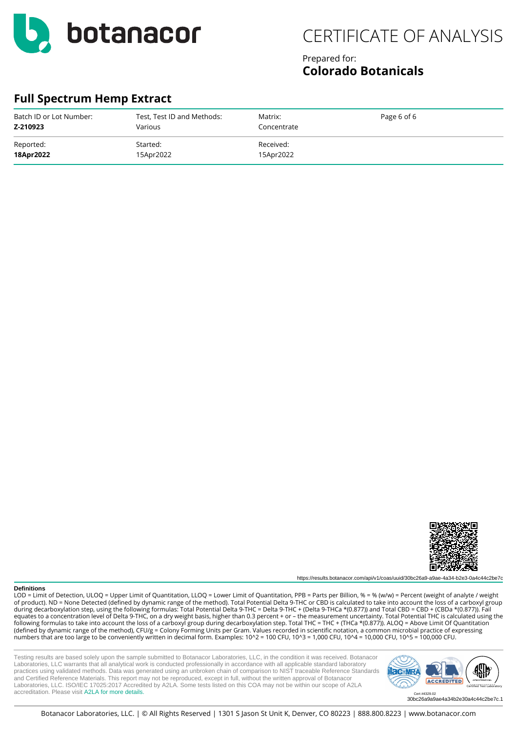# CERTIFICATE OF ANALYSIS

Prepared for:
**Colorado Botanicals**

## Full Spectrum Hemp Extract

| Batch ID or Lot Number: | Test, Test ID and Methods: | Matrix: | |
|---|---|---|---|
| **Z-210923** | Various | Concentrate | |
| Reported: | Started: | Received: | |
| **18Apr2022** | 15Apr2022 | 15Apr2022 | |

https://results.botanacor.com/api/v1/coas/uuid/30bc26a9-a9ae-4a34-b2e3-0a4c44c2be7c

**Definitions**

LOD = Limit of Detection, ULOQ = Upper Limit of Quantitation, LLOQ = Lower Limit of Quantitation, PPB = Parts per Billion, % = % (w/w) = Percent (weight of analyte / weight of product). ND = None Detected (defined by dynamic range of the method). Total Potential Delta 9-THC or CBD is calculated to take into account the loss of a carboxyl group during decarboxylation step, using the following formulas: Total Potential Delta 9-THC = Delta 9-THC + (Delta 9-THCa *(0.877)) and Total CBD = CBD + (CBDa *(0.877)). Fail equates to a concentration level of Delta 9-THC, on a dry weight basis, higher than 0.3 percent + or – the measurement uncertainty. Total Potential THC is calculated using the following formulas to take into account the loss of a carboxyl group during decarboxylation step. Total THC = THC + (THCa *(0.877)). ALOQ = Above Limit Of Quantitation (defined by dynamic range of the method), CFU/g = Colony Forming Units per Gram. Values recorded in scientific notation, a common microbial practice of expressing numbers that are too large to be conveniently written in decimal form. Examples: 10^2 = 100 CFU, 10^3 = 1,000 CFU, 10^4 = 10,000 CFU, 10^5 = 100,000 CFU.

Testing results are based solely upon the sample submitted to Botanacor Laboratories, LLC, in the condition it was received. Botanacor Laboratories, LLC warrants that all analytical work is conducted professionally in accordance with all applicable standard laboratory practices using validated methods. Data was generated using an unbroken chain of comparison to NIST traceable Reference Standards and Certified Reference Materials. This report may not be reproduced, except in full, without the written approval of Botanacor Laboratories, LLC. ISO/IEC 17025:2017 Accredited by A2LA. Some tests listed on this COA may not be within our scope of A2LA accreditation. Please visit A2LA for more details.

Cert #4329.02

30bc26a9a9ae4a34b2e30a4c44c2be7c.1

Botanacor Laboratories, LLC. | © All Rights Reserved | 1301 S Jason St Unit K, Denver, CO 80223 | 888.800.8223 | www.botanacor.com